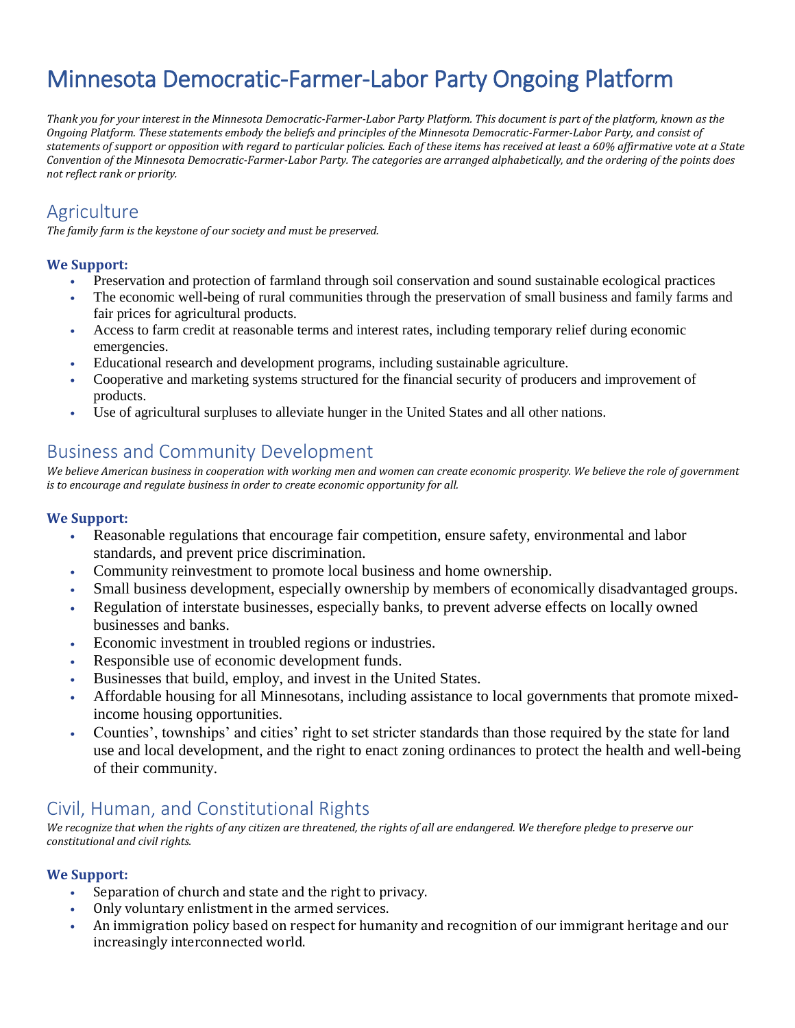# Minnesota Democratic-Farmer-Labor Party Ongoing Platform

*Thank you for your interest in the Minnesota Democratic-Farmer-Labor Party Platform. This document is part of the platform, known as the Ongoing Platform. These statements embody the beliefs and principles of the Minnesota Democratic-Farmer-Labor Party, and consist of statements of support or opposition with regard to particular policies. Each of these items has received at least a 60% affirmative vote at a State Convention of the Minnesota Democratic-Farmer-Labor Party. The categories are arranged alphabetically, and the ordering of the points does not reflect rank or priority.*

## Agriculture

*The family farm is the keystone of our society and must be preserved.*

**We Support:**

- Preservation and protection of farmland through soil conservation and sound sustainable ecological practices
- The economic well-being of rural communities through the preservation of small business and family farms and fair prices for agricultural products.
- Access to farm credit at reasonable terms and interest rates, including temporary relief during economic emergencies.
- Educational research and development programs, including sustainable agriculture.
- Cooperative and marketing systems structured for the financial security of producers and improvement of products.
- Use of agricultural surpluses to alleviate hunger in the United States and all other nations.

## Business and Community Development

*We believe American business in cooperation with working men and women can create economic prosperity. We believe the role of government is to encourage and regulate business in order to create economic opportunity for all.*

**We Support:**

- Reasonable regulations that encourage fair competition, ensure safety, environmental and labor standards, and prevent price discrimination.
- Community reinvestment to promote local business and home ownership.
- Small business development, especially ownership by members of economically disadvantaged groups.
- Regulation of interstate businesses, especially banks, to prevent adverse effects on locally owned businesses and banks.
- Economic investment in troubled regions or industries.
- Responsible use of economic development funds.
- Businesses that build, employ, and invest in the United States.
- Affordable housing for all Minnesotans, including assistance to local governments that promote mixed-income housing opportunities.
- Counties', townships' and cities' right to set stricter standards than those required by the state for land use and local development, and the right to enact zoning ordinances to protect the health and well-being of their community.

## Civil, Human, and Constitutional Rights

*We recognize that when the rights of any citizen are threatened, the rights of all are endangered. We therefore pledge to preserve our constitutional and civil rights.*

**We Support:**

- Separation of church and state and the right to privacy.
- Only voluntary enlistment in the armed services.
- An immigration policy based on respect for humanity and recognition of our immigrant heritage and our increasingly interconnected world.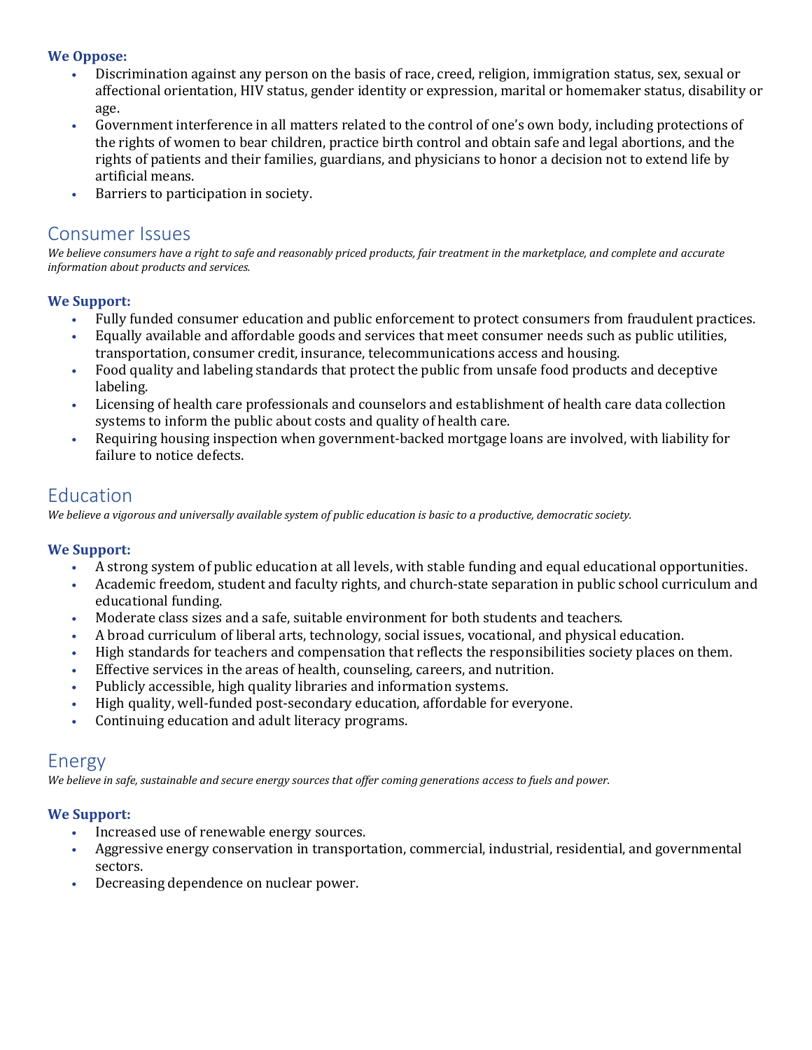**We Oppose:**

- Discrimination against any person on the basis of race, creed, religion, immigration status, sex, sexual or affectional orientation, HIV status, gender identity or expression, marital or homemaker status, disability or age.
- Government interference in all matters related to the control of one's own body, including protections of the rights of women to bear children, practice birth control and obtain safe and legal abortions, and the rights of patients and their families, guardians, and physicians to honor a decision not to extend life by artificial means.
- Barriers to participation in society.

## Consumer Issues

*We believe consumers have a right to safe and reasonably priced products, fair treatment in the marketplace, and complete and accurate information about products and services.*

**We Support:**

- Fully funded consumer education and public enforcement to protect consumers from fraudulent practices.
- Equally available and affordable goods and services that meet consumer needs such as public utilities, transportation, consumer credit, insurance, telecommunications access and housing.
- Food quality and labeling standards that protect the public from unsafe food products and deceptive labeling.
- Licensing of health care professionals and counselors and establishment of health care data collection systems to inform the public about costs and quality of health care.
- Requiring housing inspection when government-backed mortgage loans are involved, with liability for failure to notice defects.

## Education

*We believe a vigorous and universally available system of public education is basic to a productive, democratic society.*

**We Support:**

- A strong system of public education at all levels, with stable funding and equal educational opportunities.
- Academic freedom, student and faculty rights, and church-state separation in public school curriculum and educational funding.
- Moderate class sizes and a safe, suitable environment for both students and teachers.
- A broad curriculum of liberal arts, technology, social issues, vocational, and physical education.
- High standards for teachers and compensation that reflects the responsibilities society places on them.
- Effective services in the areas of health, counseling, careers, and nutrition.
- Publicly accessible, high quality libraries and information systems.
- High quality, well-funded post-secondary education, affordable for everyone.
- Continuing education and adult literacy programs.

## Energy

*We believe in safe, sustainable and secure energy sources that offer coming generations access to fuels and power.*

**We Support:**

- Increased use of renewable energy sources.
- Aggressive energy conservation in transportation, commercial, industrial, residential, and governmental sectors.
- Decreasing dependence on nuclear power.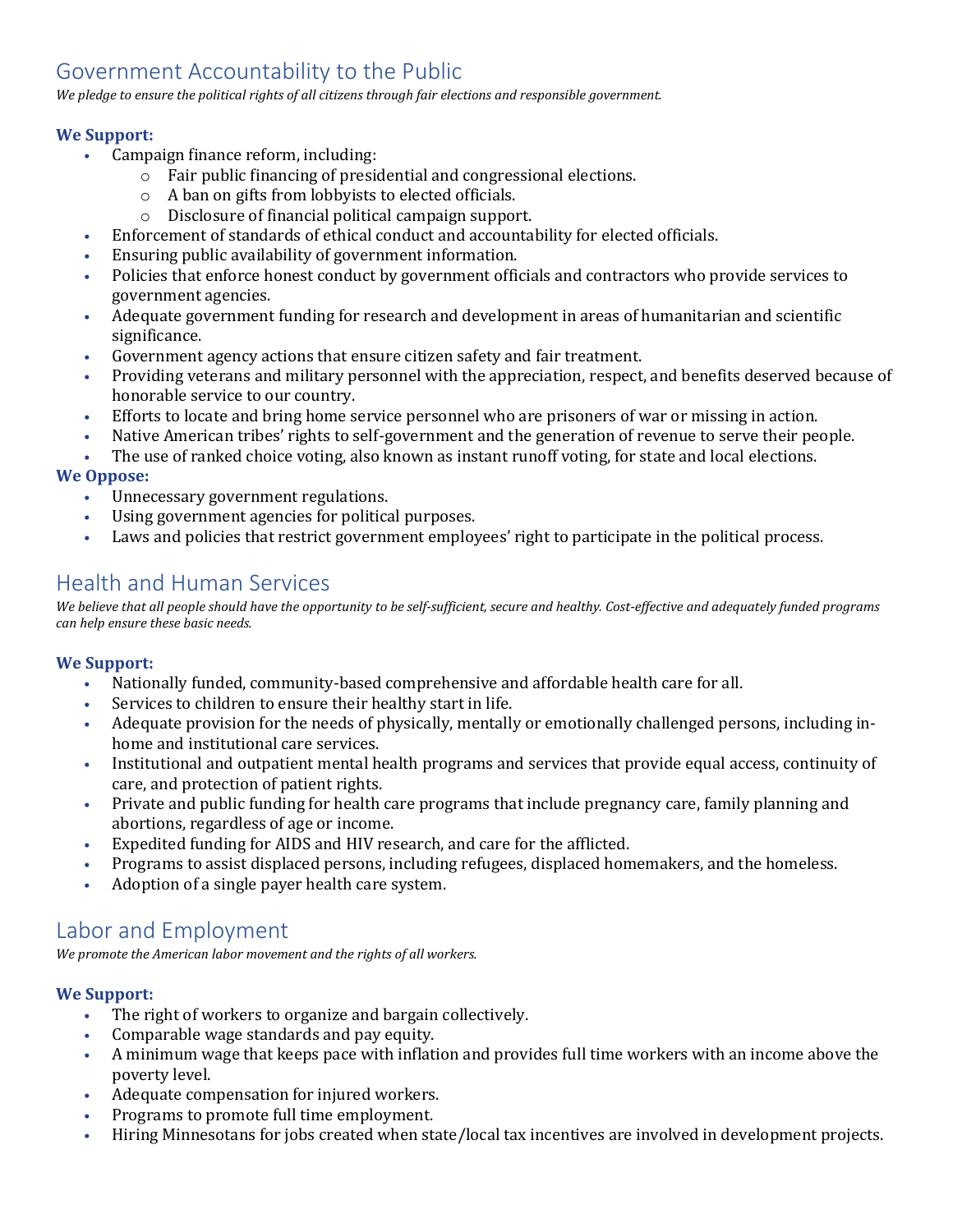## Government Accountability to the Public

*We pledge to ensure the political rights of all citizens through fair elections and responsible government.*

**We Support:**

- Campaign finance reform, including:
  - Fair public financing of presidential and congressional elections.
  - A ban on gifts from lobbyists to elected officials.
  - Disclosure of financial political campaign support.
- Enforcement of standards of ethical conduct and accountability for elected officials.
- Ensuring public availability of government information.
- Policies that enforce honest conduct by government officials and contractors who provide services to government agencies.
- Adequate government funding for research and development in areas of humanitarian and scientific significance.
- Government agency actions that ensure citizen safety and fair treatment.
- Providing veterans and military personnel with the appreciation, respect, and benefits deserved because of honorable service to our country.
- Efforts to locate and bring home service personnel who are prisoners of war or missing in action.
- Native American tribes' rights to self-government and the generation of revenue to serve their people.
- The use of ranked choice voting, also known as instant runoff voting, for state and local elections.

**We Oppose:**

- Unnecessary government regulations.
- Using government agencies for political purposes.
- Laws and policies that restrict government employees' right to participate in the political process.

## Health and Human Services

*We believe that all people should have the opportunity to be self-sufficient, secure and healthy. Cost-effective and adequately funded programs can help ensure these basic needs.*

**We Support:**

- Nationally funded, community-based comprehensive and affordable health care for all.
- Services to children to ensure their healthy start in life.
- Adequate provision for the needs of physically, mentally or emotionally challenged persons, including in-home and institutional care services.
- Institutional and outpatient mental health programs and services that provide equal access, continuity of care, and protection of patient rights.
- Private and public funding for health care programs that include pregnancy care, family planning and abortions, regardless of age or income.
- Expedited funding for AIDS and HIV research, and care for the afflicted.
- Programs to assist displaced persons, including refugees, displaced homemakers, and the homeless.
- Adoption of a single payer health care system.

## Labor and Employment

*We promote the American labor movement and the rights of all workers.*

**We Support:**

- The right of workers to organize and bargain collectively.
- Comparable wage standards and pay equity.
- A minimum wage that keeps pace with inflation and provides full time workers with an income above the poverty level.
- Adequate compensation for injured workers.
- Programs to promote full time employment.
- Hiring Minnesotans for jobs created when state/local tax incentives are involved in development projects.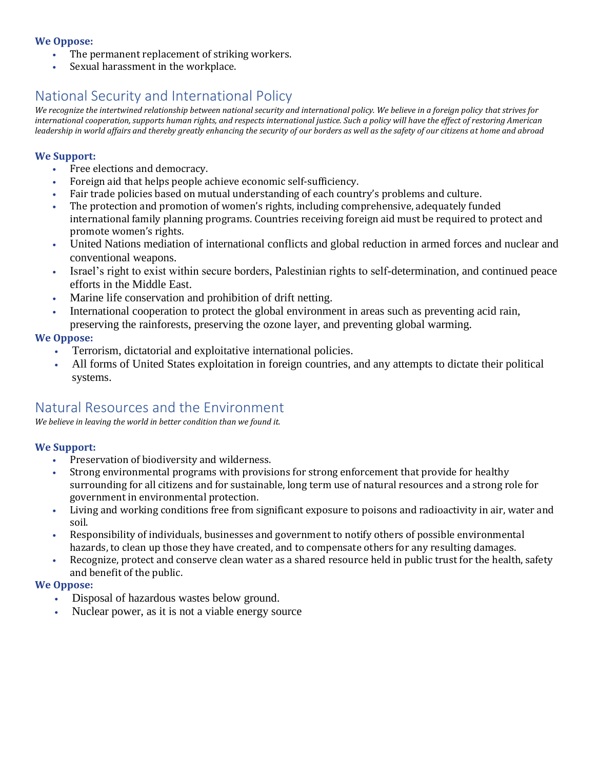**We Oppose:**

- The permanent replacement of striking workers.
- Sexual harassment in the workplace.

## National Security and International Policy

*We recognize the intertwined relationship between national security and international policy. We believe in a foreign policy that strives for international cooperation, supports human rights, and respects international justice. Such a policy will have the effect of restoring American leadership in world affairs and thereby greatly enhancing the security of our borders as well as the safety of our citizens at home and abroad*

**We Support:**

- Free elections and democracy.
- Foreign aid that helps people achieve economic self-sufficiency.
- Fair trade policies based on mutual understanding of each country's problems and culture.
- The protection and promotion of women's rights, including comprehensive, adequately funded international family planning programs. Countries receiving foreign aid must be required to protect and promote women's rights.
- United Nations mediation of international conflicts and global reduction in armed forces and nuclear and conventional weapons.
- Israel's right to exist within secure borders, Palestinian rights to self-determination, and continued peace efforts in the Middle East.
- Marine life conservation and prohibition of drift netting.
- International cooperation to protect the global environment in areas such as preventing acid rain, preserving the rainforests, preserving the ozone layer, and preventing global warming.

**We Oppose:**

- Terrorism, dictatorial and exploitative international policies.
- All forms of United States exploitation in foreign countries, and any attempts to dictate their political systems.

## Natural Resources and the Environment

*We believe in leaving the world in better condition than we found it.*

**We Support:**

- Preservation of biodiversity and wilderness.
- Strong environmental programs with provisions for strong enforcement that provide for healthy surrounding for all citizens and for sustainable, long term use of natural resources and a strong role for government in environmental protection.
- Living and working conditions free from significant exposure to poisons and radioactivity in air, water and soil.
- Responsibility of individuals, businesses and government to notify others of possible environmental hazards, to clean up those they have created, and to compensate others for any resulting damages.
- Recognize, protect and conserve clean water as a shared resource held in public trust for the health, safety and benefit of the public.

**We Oppose:**

- Disposal of hazardous wastes below ground.
- Nuclear power, as it is not a viable energy source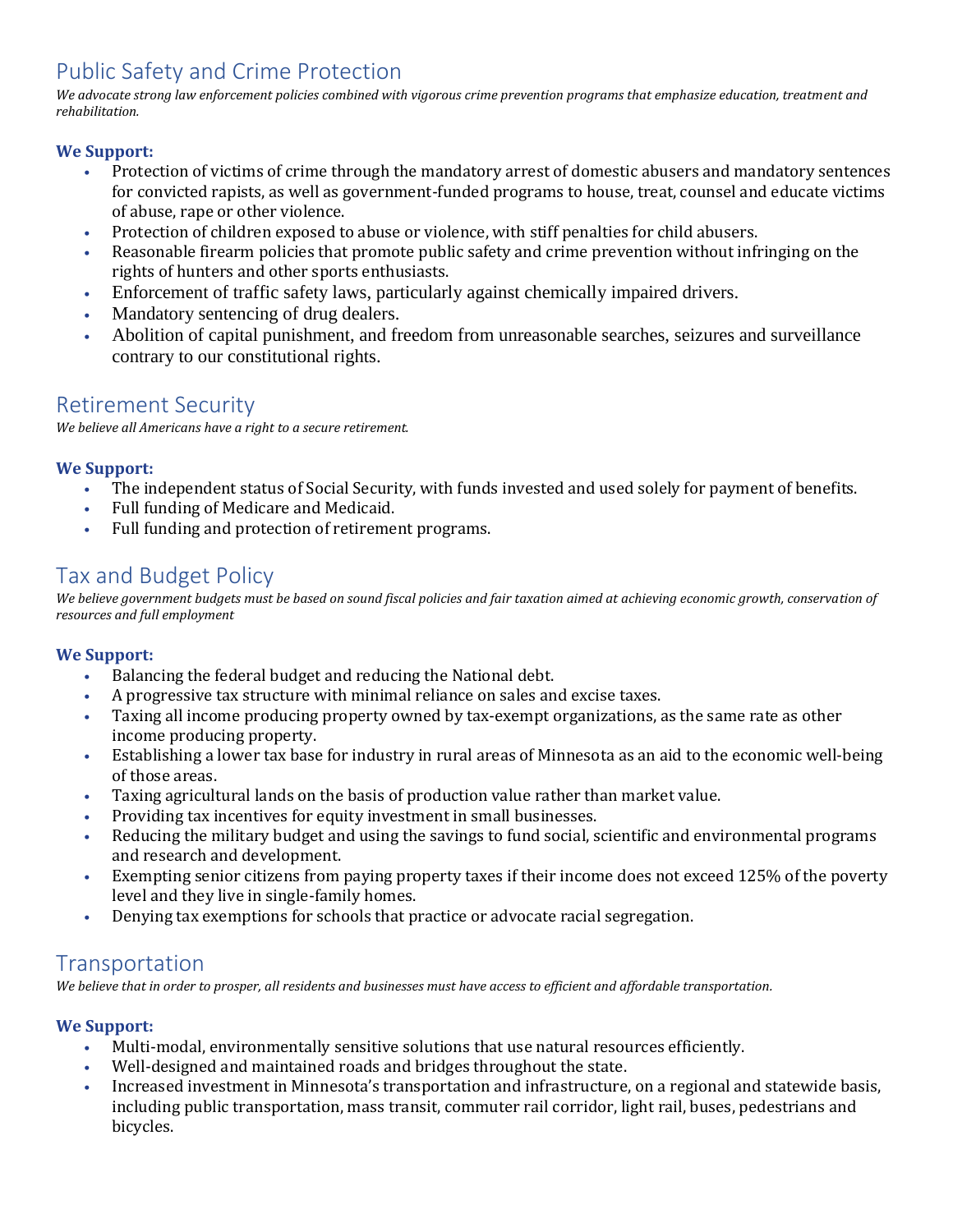## Public Safety and Crime Protection

*We advocate strong law enforcement policies combined with vigorous crime prevention programs that emphasize education, treatment and rehabilitation.*

**We Support:**

- Protection of victims of crime through the mandatory arrest of domestic abusers and mandatory sentences for convicted rapists, as well as government-funded programs to house, treat, counsel and educate victims of abuse, rape or other violence.
- Protection of children exposed to abuse or violence, with stiff penalties for child abusers.
- Reasonable firearm policies that promote public safety and crime prevention without infringing on the rights of hunters and other sports enthusiasts.
- Enforcement of traffic safety laws, particularly against chemically impaired drivers.
- Mandatory sentencing of drug dealers.
- Abolition of capital punishment, and freedom from unreasonable searches, seizures and surveillance contrary to our constitutional rights.

## Retirement Security

*We believe all Americans have a right to a secure retirement.*

**We Support:**

- The independent status of Social Security, with funds invested and used solely for payment of benefits.
- Full funding of Medicare and Medicaid.
- Full funding and protection of retirement programs.

## Tax and Budget Policy

*We believe government budgets must be based on sound fiscal policies and fair taxation aimed at achieving economic growth, conservation of resources and full employment*

**We Support:**

- Balancing the federal budget and reducing the National debt.
- A progressive tax structure with minimal reliance on sales and excise taxes.
- Taxing all income producing property owned by tax-exempt organizations, as the same rate as other income producing property.
- Establishing a lower tax base for industry in rural areas of Minnesota as an aid to the economic well-being of those areas.
- Taxing agricultural lands on the basis of production value rather than market value.
- Providing tax incentives for equity investment in small businesses.
- Reducing the military budget and using the savings to fund social, scientific and environmental programs and research and development.
- Exempting senior citizens from paying property taxes if their income does not exceed 125% of the poverty level and they live in single-family homes.
- Denying tax exemptions for schools that practice or advocate racial segregation.

## Transportation

*We believe that in order to prosper, all residents and businesses must have access to efficient and affordable transportation.*

**We Support:**

- Multi-modal, environmentally sensitive solutions that use natural resources efficiently.
- Well-designed and maintained roads and bridges throughout the state.
- Increased investment in Minnesota's transportation and infrastructure, on a regional and statewide basis, including public transportation, mass transit, commuter rail corridor, light rail, buses, pedestrians and bicycles.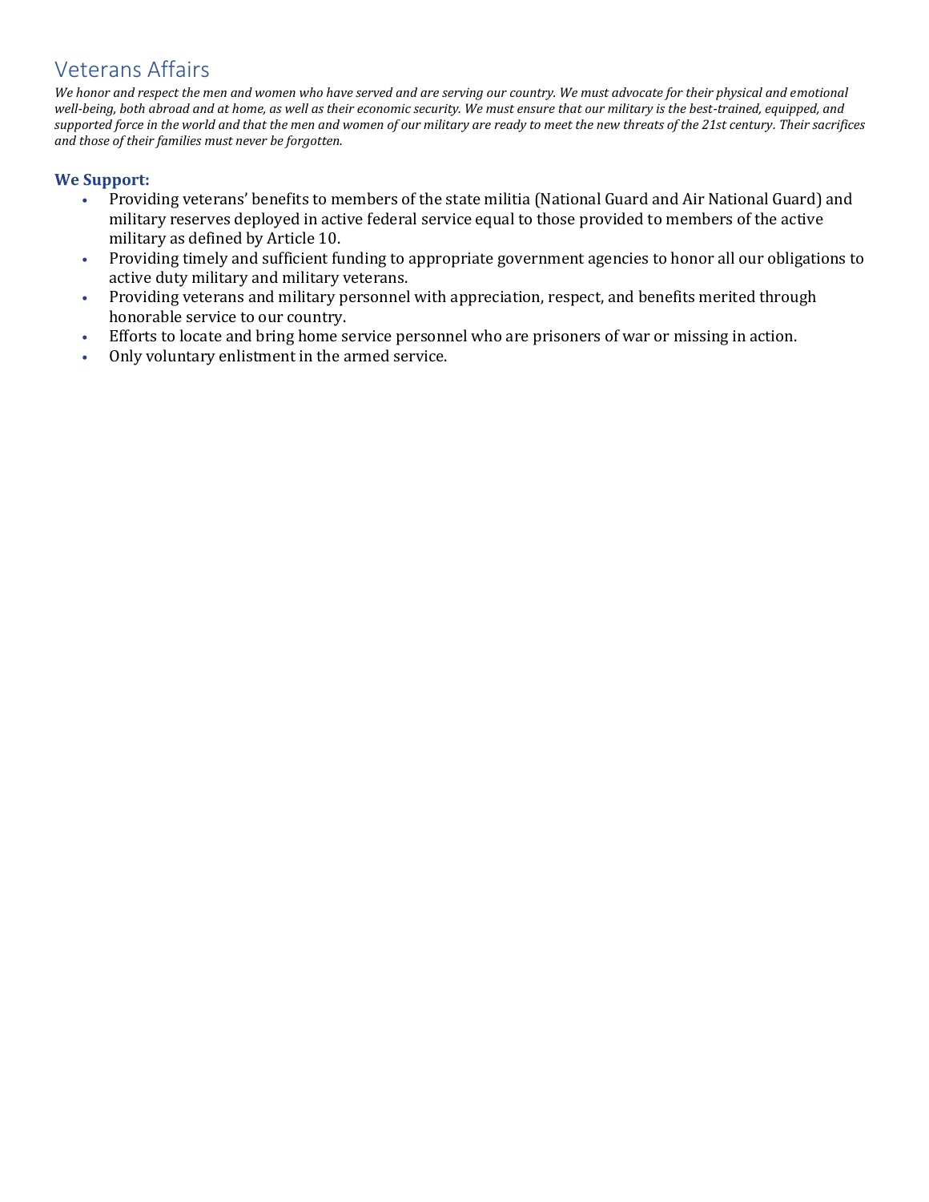## Veterans Affairs

*We honor and respect the men and women who have served and are serving our country. We must advocate for their physical and emotional well-being, both abroad and at home, as well as their economic security. We must ensure that our military is the best-trained, equipped, and supported force in the world and that the men and women of our military are ready to meet the new threats of the 21st century. Their sacrifices and those of their families must never be forgotten.*

### We Support:

- Providing veterans' benefits to members of the state militia (National Guard and Air National Guard) and military reserves deployed in active federal service equal to those provided to members of the active military as defined by Article 10.
- Providing timely and sufficient funding to appropriate government agencies to honor all our obligations to active duty military and military veterans.
- Providing veterans and military personnel with appreciation, respect, and benefits merited through honorable service to our country.
- Efforts to locate and bring home service personnel who are prisoners of war or missing in action.
- Only voluntary enlistment in the armed service.